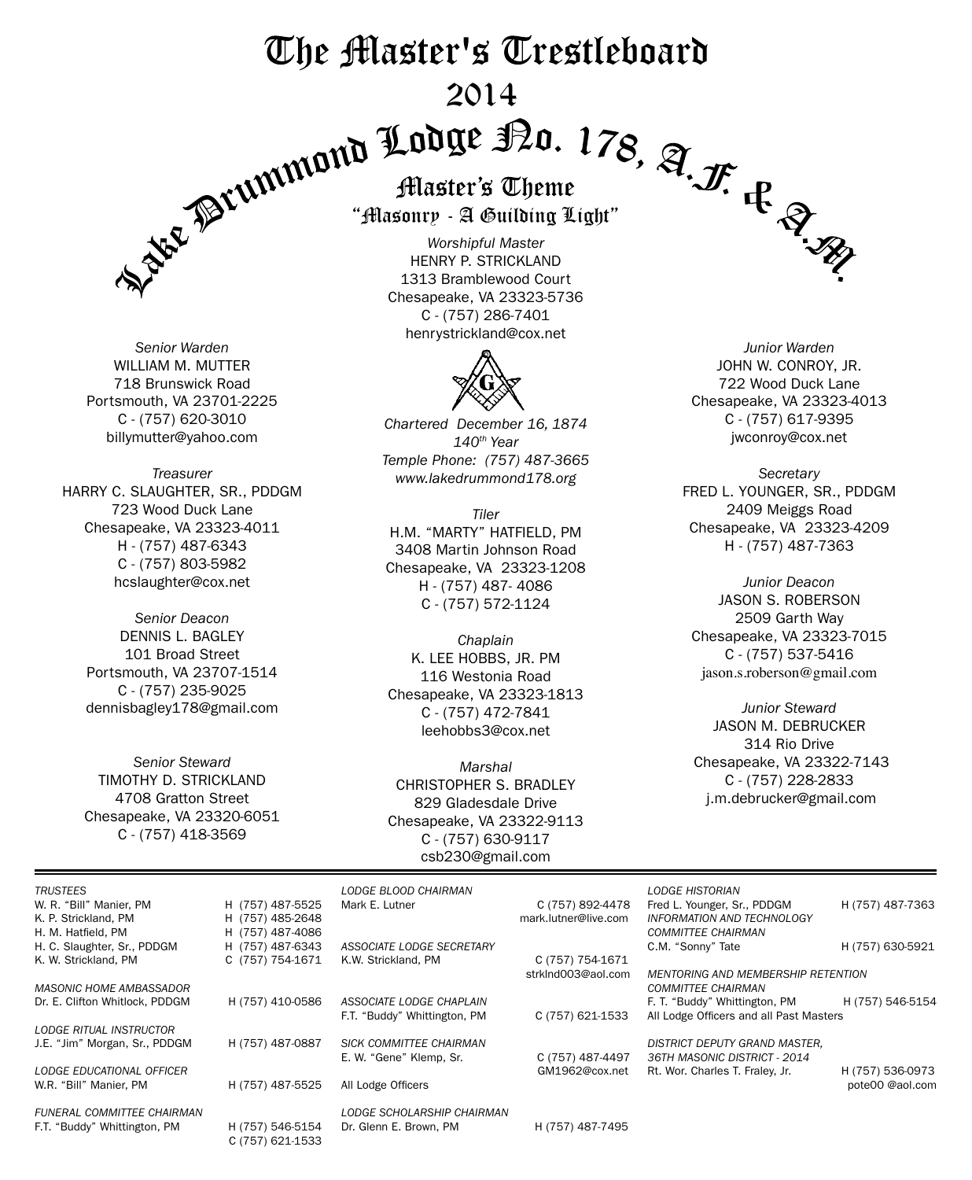# The Master's Trestleboard

## 2014

## Lake Drummond Lodge No. 178, A.F. & A.M.

### Master's Theme

### "Masonry - A Guilding Light"

*Worshipful Master*
HENRY P. STRICKLAND
1313 Bramblewood Court
Chesapeake, VA 23323-5736
C - (757) 286-7401
henrystrickland@cox.net

*Chartered December 16, 1874*
*140th Year*
*Temple Phone: (757) 487-3665*
*www.lakedrummond178.org*

*Senior Warden*
WILLIAM M. MUTTER
718 Brunswick Road
Portsmouth, VA 23701-2225
C - (757) 620-3010
billymutter@yahoo.com

*Junior Warden*
JOHN W. CONROY, JR.
722 Wood Duck Lane
Chesapeake, VA 23323-4013
C - (757) 617-9395
jwconroy@cox.net

*Treasurer*
HARRY C. SLAUGHTER, SR., PDDGM
723 Wood Duck Lane
Chesapeake, VA 23323-4011
H - (757) 487-6343
C - (757) 803-5982
hcslaughter@cox.net

*Tiler*
H.M. "MARTY" HATFIELD, PM
3408 Martin Johnson Road
Chesapeake, VA 23323-1208
H - (757) 487- 4086
C - (757) 572-1124

*Secretary*
FRED L. YOUNGER, SR., PDDGM
2409 Meiggs Road
Chesapeake, VA 23323-4209
H - (757) 487-7363

*Senior Deacon*
DENNIS L. BAGLEY
101 Broad Street
Portsmouth, VA 23707-1514
C - (757) 235-9025
dennisbagley178@gmail.com

*Chaplain*
K. LEE HOBBS, JR. PM
116 Westonia Road
Chesapeake, VA 23323-1813
C - (757) 472-7841
leehobbs3@cox.net

*Junior Deacon*
JASON S. ROBERSON
2509 Garth Way
Chesapeake, VA 23323-7015
C - (757) 537-5416
jason.s.roberson@gmail.com

*Senior Steward*
TIMOTHY D. STRICKLAND
4708 Gratton Street
Chesapeake, VA 23320-6051
C - (757) 418-3569

*Marshal*
CHRISTOPHER S. BRADLEY
829 Gladesdale Drive
Chesapeake, VA 23322-9113
C - (757) 630-9117
csb230@gmail.com

*Junior Steward*
JASON M. DEBRUCKER
314 Rio Drive
Chesapeake, VA 23322-7143
C - (757) 228-2833
j.m.debrucker@gmail.com

---

*TRUSTEES*
W. R. "Bill" Manier, PM — H (757) 487-5525
K. P. Strickland, PM — H (757) 485-2648
H. M. Hatfield, PM — H (757) 487-4086
H. C. Slaughter, Sr., PDDGM — H (757) 487-6343
K. W. Strickland, PM — C (757) 754-1671

*MASONIC HOME AMBASSADOR*
Dr. E. Clifton Whitlock, PDDGM — H (757) 410-0586

*LODGE RITUAL INSTRUCTOR*
J.E. "Jim" Morgan, Sr., PDDGM — H (757) 487-0887

*LODGE EDUCATIONAL OFFICER*
W.R. "Bill" Manier, PM — H (757) 487-5525

*FUNERAL COMMITTEE CHAIRMAN*
F.T. "Buddy" Whittington, PM — H (757) 546-5154, C (757) 621-1533

*LODGE BLOOD CHAIRMAN*
Mark E. Lutner — C (757) 892-4478, mark.lutner@live.com

*ASSOCIATE LODGE SECRETARY*
K.W. Strickland, PM — C (757) 754-1671, strklnd003@aol.com

*ASSOCIATE LODGE CHAPLAIN*
F.T. "Buddy" Whittington, PM — C (757) 621-1533

*SICK COMMITTEE CHAIRMAN*
E. W. "Gene" Klemp, Sr. — C (757) 487-4497, GM1962@cox.net
All Lodge Officers

*LODGE SCHOLARSHIP CHAIRMAN*
Dr. Glenn E. Brown, PM — H (757) 487-7495

*LODGE HISTORIAN*
Fred L. Younger, Sr., PDDGM — H (757) 487-7363

*INFORMATION AND TECHNOLOGY COMMITTEE CHAIRMAN*
C.M. "Sonny" Tate — H (757) 630-5921

*MENTORING AND MEMBERSHIP RETENTION COMMITTEE CHAIRMAN*
F. T. "Buddy" Whittington, PM — H (757) 546-5154
All Lodge Officers and all Past Masters

*DISTRICT DEPUTY GRAND MASTER, 36TH MASONIC DISTRICT - 2014*
Rt. Wor. Charles T. Fraley, Jr. — H (757) 536-0973, pote00 @aol.com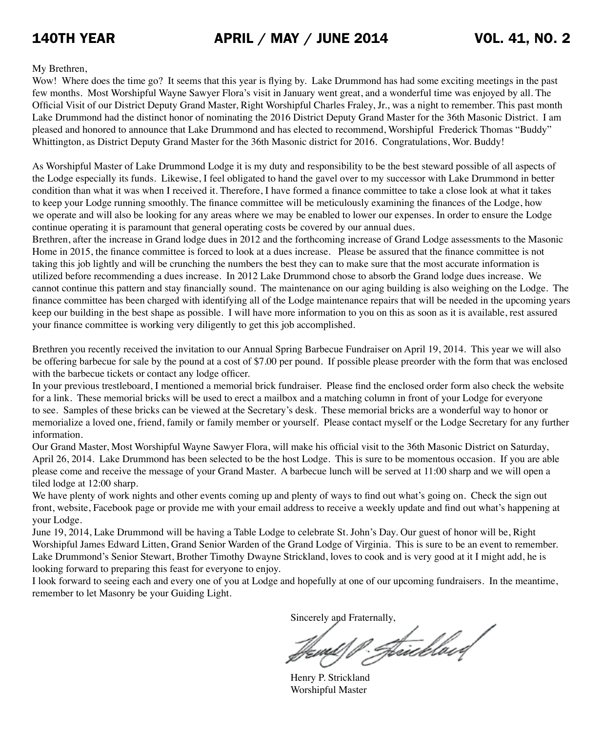My Brethren,

Wow! Where does the time go? It seems that this year is flying by. Lake Drummond has had some exciting meetings in the past few months. Most Worshipful Wayne Sawyer Flora's visit in January went great, and a wonderful time was enjoyed by all. The Official Visit of our District Deputy Grand Master, Right Worshipful Charles Fraley, Jr., was a night to remember. This past month Lake Drummond had the distinct honor of nominating the 2016 District Deputy Grand Master for the 36th Masonic District. I am pleased and honored to announce that Lake Drummond and has elected to recommend, Worshipful Frederick Thomas "Buddy" Whittington, as District Deputy Grand Master for the 36th Masonic district for 2016. Congratulations, Wor. Buddy!

As Worshipful Master of Lake Drummond Lodge it is my duty and responsibility to be the best steward possible of all aspects of the Lodge especially its funds. Likewise, I feel obligated to hand the gavel over to my successor with Lake Drummond in better condition than what it was when I received it. Therefore, I have formed a finance committee to take a close look at what it takes to keep your Lodge running smoothly. The finance committee will be meticulously examining the finances of the Lodge, how we operate and will also be looking for any areas where we may be enabled to lower our expenses. In order to ensure the Lodge continue operating it is paramount that general operating costs be covered by our annual dues.

Brethren, after the increase in Grand lodge dues in 2012 and the forthcoming increase of Grand Lodge assessments to the Masonic Home in 2015, the finance committee is forced to look at a dues increase. Please be assured that the finance committee is not taking this job lightly and will be crunching the numbers the best they can to make sure that the most accurate information is utilized before recommending a dues increase. In 2012 Lake Drummond chose to absorb the Grand lodge dues increase. We cannot continue this pattern and stay financially sound. The maintenance on our aging building is also weighing on the Lodge. The finance committee has been charged with identifying all of the Lodge maintenance repairs that will be needed in the upcoming years keep our building in the best shape as possible. I will have more information to you on this as soon as it is available, rest assured your finance committee is working very diligently to get this job accomplished.

Brethren you recently received the invitation to our Annual Spring Barbecue Fundraiser on April 19, 2014. This year we will also be offering barbecue for sale by the pound at a cost of $7.00 per pound. If possible please preorder with the form that was enclosed with the barbecue tickets or contact any lodge officer.

In your previous trestleboard, I mentioned a memorial brick fundraiser. Please find the enclosed order form also check the website for a link. These memorial bricks will be used to erect a mailbox and a matching column in front of your Lodge for everyone to see. Samples of these bricks can be viewed at the Secretary's desk. These memorial bricks are a wonderful way to honor or memorialize a loved one, friend, family or family member or yourself. Please contact myself or the Lodge Secretary for any further information.

Our Grand Master, Most Worshipful Wayne Sawyer Flora, will make his official visit to the 36th Masonic District on Saturday, April 26, 2014. Lake Drummond has been selected to be the host Lodge. This is sure to be momentous occasion. If you are able please come and receive the message of your Grand Master. A barbecue lunch will be served at 11:00 sharp and we will open a tiled lodge at 12:00 sharp.

We have plenty of work nights and other events coming up and plenty of ways to find out what's going on. Check the sign out front, website, Facebook page or provide me with your email address to receive a weekly update and find out what's happening at your Lodge.

June 19, 2014, Lake Drummond will be having a Table Lodge to celebrate St. John's Day. Our guest of honor will be, Right Worshipful James Edward Litten, Grand Senior Warden of the Grand Lodge of Virginia. This is sure to be an event to remember. Lake Drummond's Senior Stewart, Brother Timothy Dwayne Strickland, loves to cook and is very good at it I might add, he is looking forward to preparing this feast for everyone to enjoy.

I look forward to seeing each and every one of you at Lodge and hopefully at one of our upcoming fundraisers. In the meantime, remember to let Masonry be your Guiding Light.

Sincerely and Fraternally,

Henry P. Strickland
Worshipful Master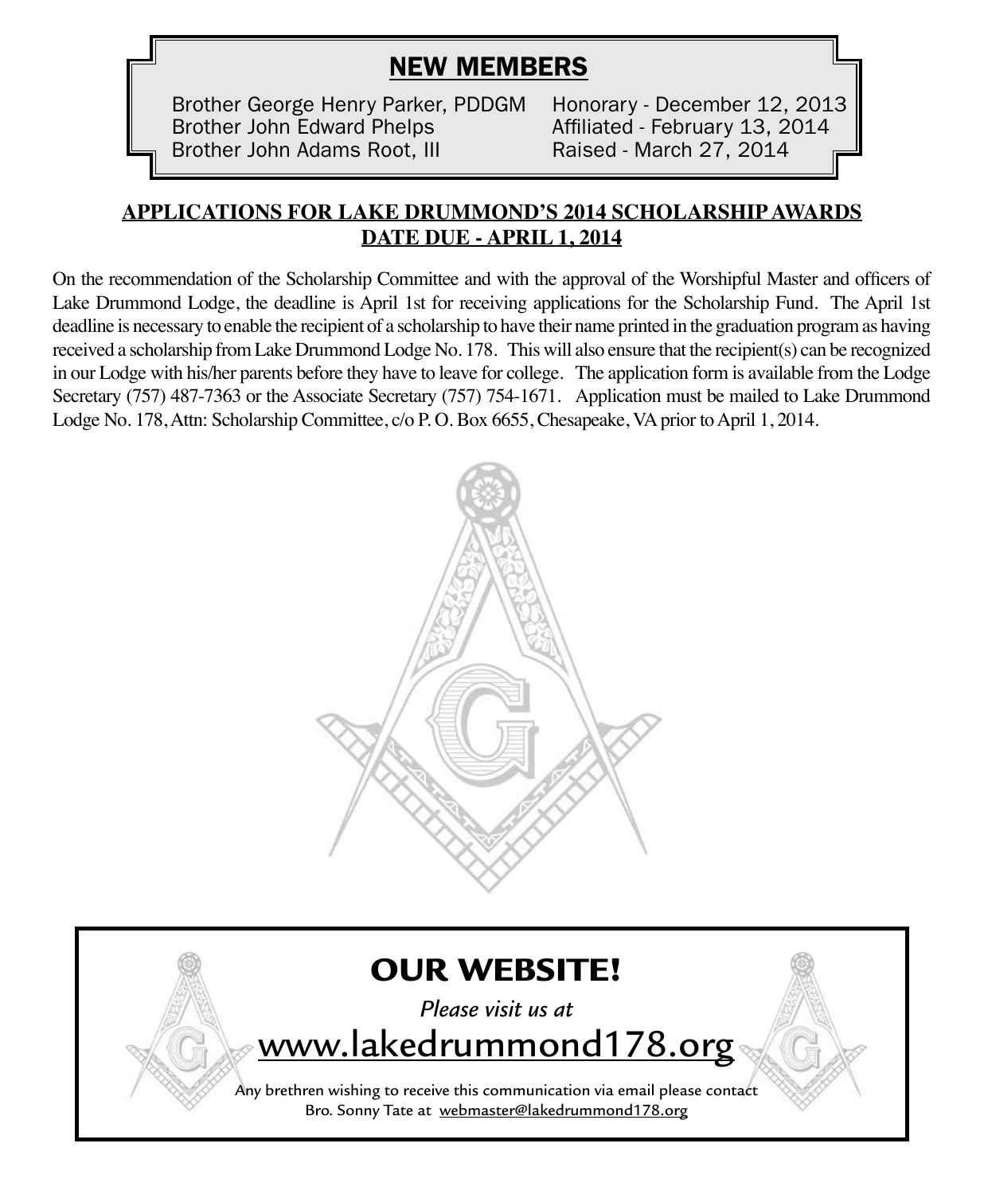## NEW MEMBERS

| | |
|---|---|
| Brother George Henry Parker, PDDGM | Honorary - December 12, 2013 |
| Brother John Edward Phelps | Affiliated - February 13, 2014 |
| Brother John Adams Root, III | Raised - March 27, 2014 |

## APPLICATIONS FOR LAKE DRUMMOND'S 2014 SCHOLARSHIP AWARDS
## DATE DUE - APRIL 1, 2014

On the recommendation of the Scholarship Committee and with the approval of the Worshipful Master and officers of Lake Drummond Lodge, the deadline is April 1st for receiving applications for the Scholarship Fund. The April 1st deadline is necessary to enable the recipient of a scholarship to have their name printed in the graduation program as having received a scholarship from Lake Drummond Lodge No. 178. This will also ensure that the recipient(s) can be recognized in our Lodge with his/her parents before they have to leave for college. The application form is available from the Lodge Secretary (757) 487-7363 or the Associate Secretary (757) 754-1671. Application must be mailed to Lake Drummond Lodge No. 178, Attn: Scholarship Committee, c/o P. O. Box 6655, Chesapeake, VA prior to April 1, 2014.

## OUR WEBSITE!

*Please visit us at*

www.lakedrummond178.org

Any brethren wishing to receive this communication via email please contact Bro. Sonny Tate at webmaster@lakedrummond178.org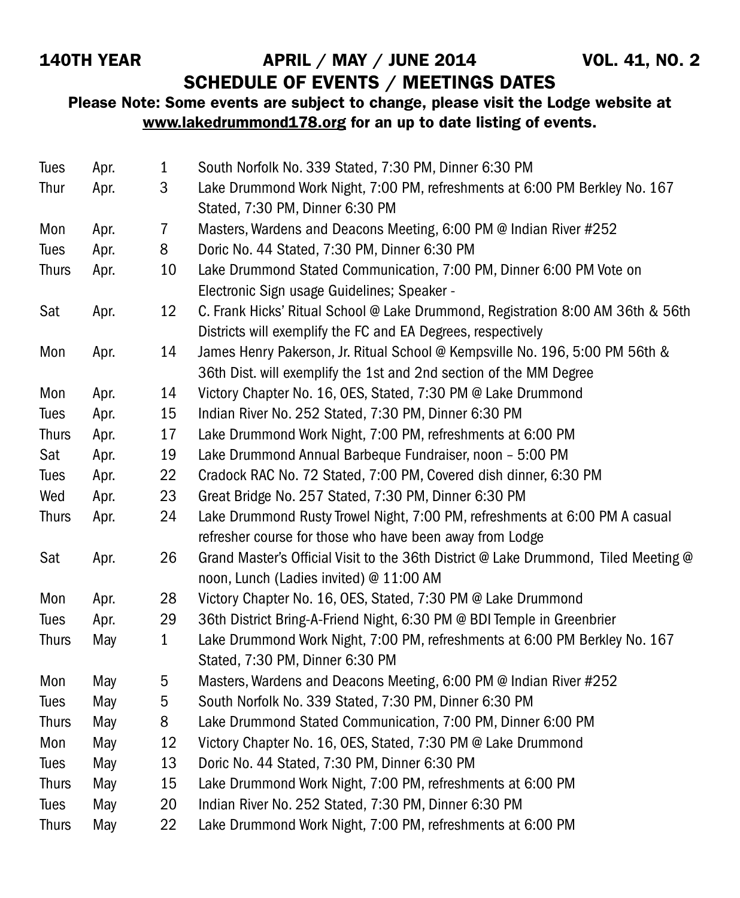**140TH YEAR — APRIL / MAY / JUNE 2014 — VOL. 41, NO. 2**

## SCHEDULE OF EVENTS / MEETINGS DATES

**Please Note: Some events are subject to change, please visit the Lodge website at www.lakedrummond178.org for an up to date listing of events.**

| | | | |
|---|---|---|---|
| Tues | Apr. | 1 | South Norfolk No. 339 Stated, 7:30 PM, Dinner 6:30 PM |
| Thur | Apr. | 3 | Lake Drummond Work Night, 7:00 PM, refreshments at 6:00 PM Berkley No. 167 Stated, 7:30 PM, Dinner 6:30 PM |
| Mon | Apr. | 7 | Masters, Wardens and Deacons Meeting, 6:00 PM @ Indian River #252 |
| Tues | Apr. | 8 | Doric No. 44 Stated, 7:30 PM, Dinner 6:30 PM |
| Thurs | Apr. | 10 | Lake Drummond Stated Communication, 7:00 PM, Dinner 6:00 PM Vote on Electronic Sign usage Guidelines; Speaker - |
| Sat | Apr. | 12 | C. Frank Hicks' Ritual School @ Lake Drummond, Registration 8:00 AM 36th & 56th Districts will exemplify the FC and EA Degrees, respectively |
| Mon | Apr. | 14 | James Henry Pakerson, Jr. Ritual School @ Kempsville No. 196, 5:00 PM 56th & 36th Dist. will exemplify the 1st and 2nd section of the MM Degree |
| Mon | Apr. | 14 | Victory Chapter No. 16, OES, Stated, 7:30 PM @ Lake Drummond |
| Tues | Apr. | 15 | Indian River No. 252 Stated, 7:30 PM, Dinner 6:30 PM |
| Thurs | Apr. | 17 | Lake Drummond Work Night, 7:00 PM, refreshments at 6:00 PM |
| Sat | Apr. | 19 | Lake Drummond Annual Barbeque Fundraiser, noon – 5:00 PM |
| Tues | Apr. | 22 | Cradock RAC No. 72 Stated, 7:00 PM, Covered dish dinner, 6:30 PM |
| Wed | Apr. | 23 | Great Bridge No. 257 Stated, 7:30 PM, Dinner 6:30 PM |
| Thurs | Apr. | 24 | Lake Drummond Rusty Trowel Night, 7:00 PM, refreshments at 6:00 PM A casual refresher course for those who have been away from Lodge |
| Sat | Apr. | 26 | Grand Master's Official Visit to the 36th District @ Lake Drummond, Tiled Meeting @ noon, Lunch (Ladies invited) @ 11:00 AM |
| Mon | Apr. | 28 | Victory Chapter No. 16, OES, Stated, 7:30 PM @ Lake Drummond |
| Tues | Apr. | 29 | 36th District Bring-A-Friend Night, 6:30 PM @ BDI Temple in Greenbrier |
| Thurs | May | 1 | Lake Drummond Work Night, 7:00 PM, refreshments at 6:00 PM Berkley No. 167 Stated, 7:30 PM, Dinner 6:30 PM |
| Mon | May | 5 | Masters, Wardens and Deacons Meeting, 6:00 PM @ Indian River #252 |
| Tues | May | 5 | South Norfolk No. 339 Stated, 7:30 PM, Dinner 6:30 PM |
| Thurs | May | 8 | Lake Drummond Stated Communication, 7:00 PM, Dinner 6:00 PM |
| Mon | May | 12 | Victory Chapter No. 16, OES, Stated, 7:30 PM @ Lake Drummond |
| Tues | May | 13 | Doric No. 44 Stated, 7:30 PM, Dinner 6:30 PM |
| Thurs | May | 15 | Lake Drummond Work Night, 7:00 PM, refreshments at 6:00 PM |
| Tues | May | 20 | Indian River No. 252 Stated, 7:30 PM, Dinner 6:30 PM |
| Thurs | May | 22 | Lake Drummond Work Night, 7:00 PM, refreshments at 6:00 PM |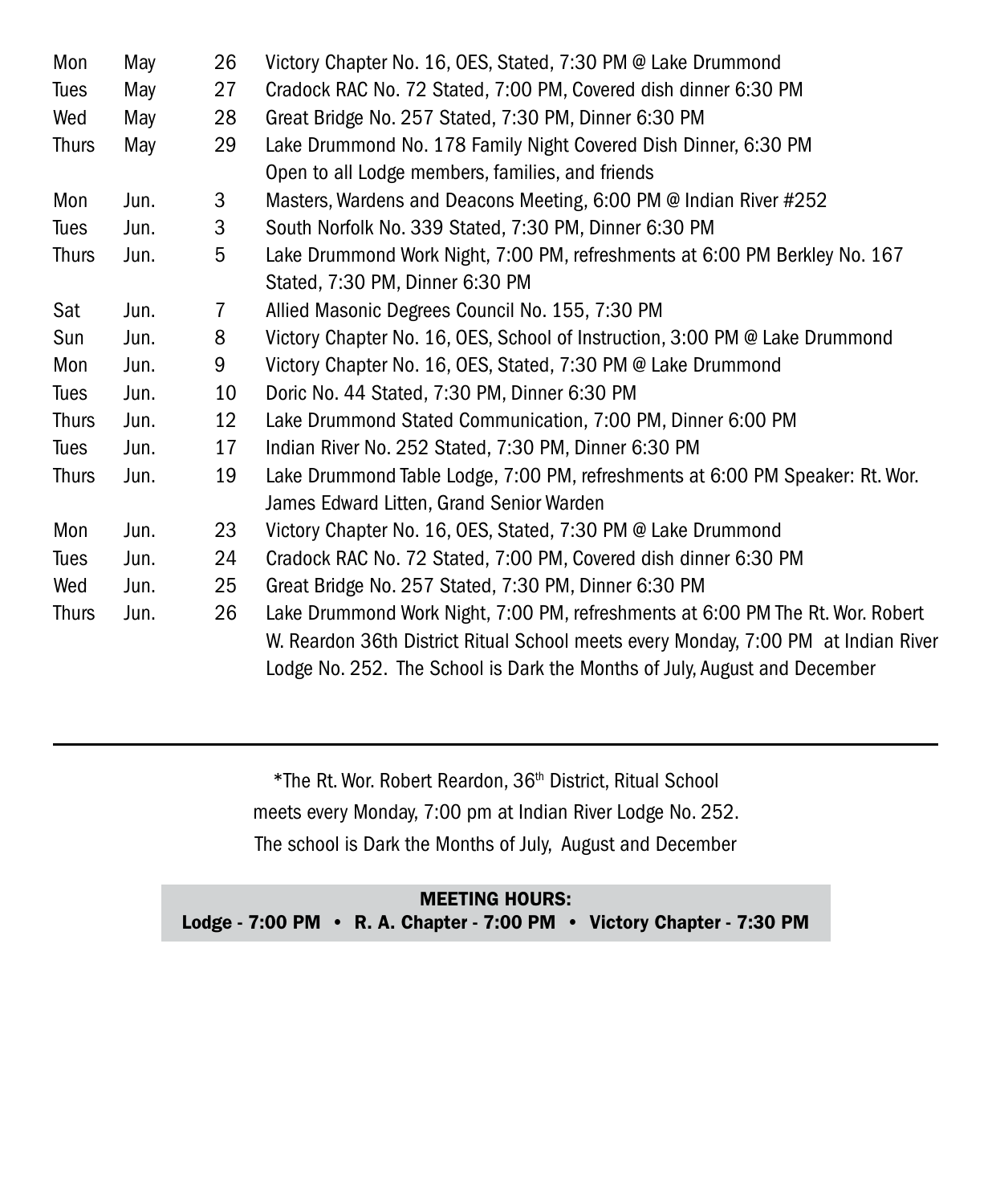| | | | |
|---|---|---|---|
| Mon | May | 26 | Victory Chapter No. 16, OES, Stated, 7:30 PM @ Lake Drummond |
| Tues | May | 27 | Cradock RAC No. 72 Stated, 7:00 PM, Covered dish dinner 6:30 PM |
| Wed | May | 28 | Great Bridge No. 257 Stated, 7:30 PM, Dinner 6:30 PM |
| Thurs | May | 29 | Lake Drummond No. 178 Family Night Covered Dish Dinner, 6:30 PM Open to all Lodge members, families, and friends |
| Mon | Jun. | 3 | Masters, Wardens and Deacons Meeting, 6:00 PM @ Indian River #252 |
| Tues | Jun. | 3 | South Norfolk No. 339 Stated, 7:30 PM, Dinner 6:30 PM |
| Thurs | Jun. | 5 | Lake Drummond Work Night, 7:00 PM, refreshments at 6:00 PM Berkley No. 167 Stated, 7:30 PM, Dinner 6:30 PM |
| Sat | Jun. | 7 | Allied Masonic Degrees Council No. 155, 7:30 PM |
| Sun | Jun. | 8 | Victory Chapter No. 16, OES, School of Instruction, 3:00 PM @ Lake Drummond |
| Mon | Jun. | 9 | Victory Chapter No. 16, OES, Stated, 7:30 PM @ Lake Drummond |
| Tues | Jun. | 10 | Doric No. 44 Stated, 7:30 PM, Dinner 6:30 PM |
| Thurs | Jun. | 12 | Lake Drummond Stated Communication, 7:00 PM, Dinner 6:00 PM |
| Tues | Jun. | 17 | Indian River No. 252 Stated, 7:30 PM, Dinner 6:30 PM |
| Thurs | Jun. | 19 | Lake Drummond Table Lodge, 7:00 PM, refreshments at 6:00 PM Speaker: Rt. Wor. James Edward Litten, Grand Senior Warden |
| Mon | Jun. | 23 | Victory Chapter No. 16, OES, Stated, 7:30 PM @ Lake Drummond |
| Tues | Jun. | 24 | Cradock RAC No. 72 Stated, 7:00 PM, Covered dish dinner 6:30 PM |
| Wed | Jun. | 25 | Great Bridge No. 257 Stated, 7:30 PM, Dinner 6:30 PM |
| Thurs | Jun. | 26 | Lake Drummond Work Night, 7:00 PM, refreshments at 6:00 PM The Rt. Wor. Robert W. Reardon 36th District Ritual School meets every Monday, 7:00 PM at Indian River Lodge No. 252. The School is Dark the Months of July, August and December |

---

*The Rt. Wor. Robert Reardon, 36th District, Ritual School
meets every Monday, 7:00 pm at Indian River Lodge No. 252.
The school is Dark the Months of July, August and December

**MEETING HOURS:**
**Lodge - 7:00 PM • R. A. Chapter - 7:00 PM • Victory Chapter - 7:30 PM**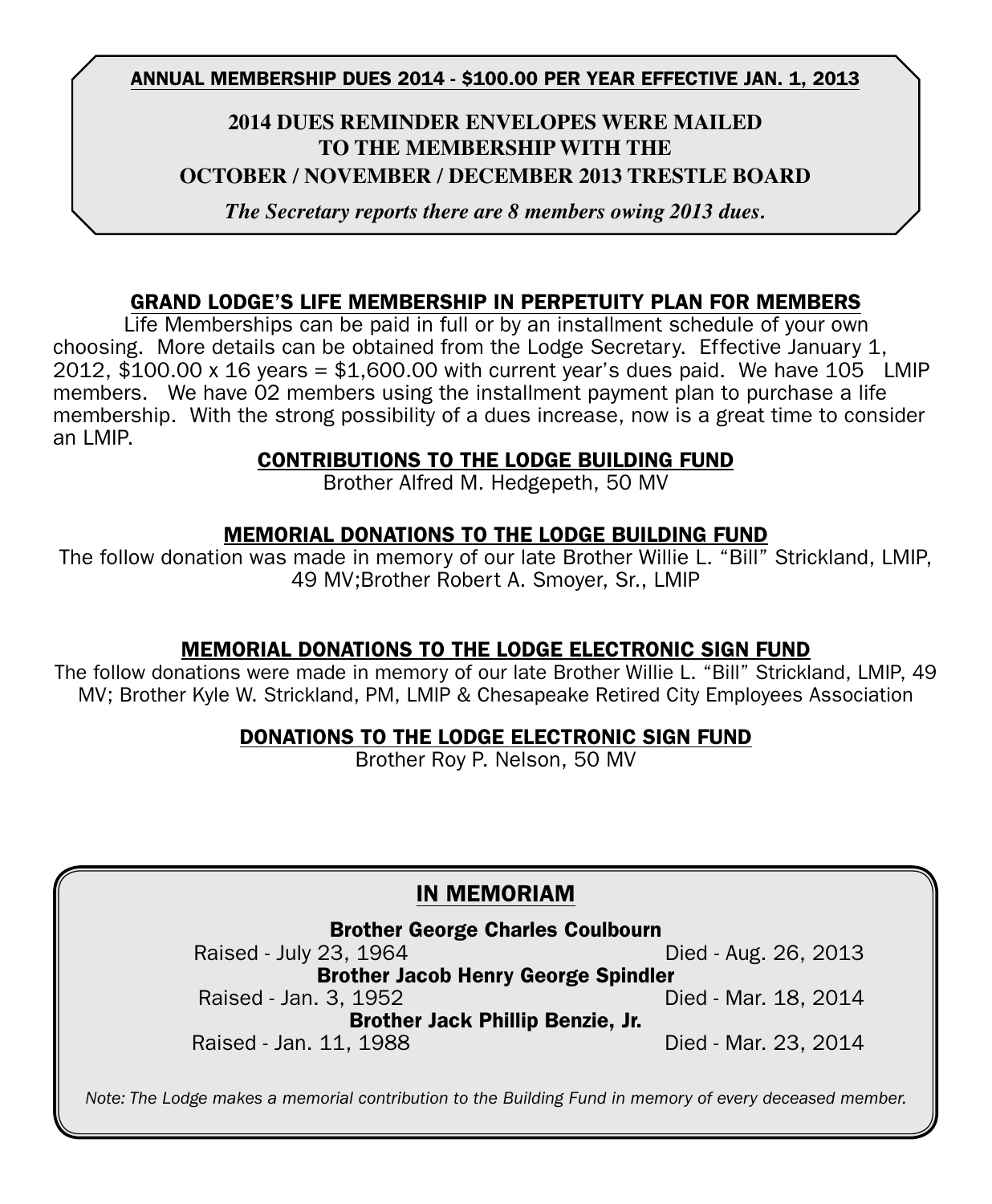**ANNUAL MEMBERSHIP DUES 2014 - $100.00 PER YEAR EFFECTIVE JAN. 1, 2013**

**2014 DUES REMINDER ENVELOPES WERE MAILED TO THE MEMBERSHIP WITH THE OCTOBER / NOVEMBER / DECEMBER 2013 TRESTLE BOARD**

***The Secretary reports there are 8 members owing 2013 dues.***

## GRAND LODGE'S LIFE MEMBERSHIP IN PERPETUITY PLAN FOR MEMBERS

Life Memberships can be paid in full or by an installment schedule of your own choosing. More details can be obtained from the Lodge Secretary. Effective January 1, 2012, $100.00 x 16 years = $1,600.00 with current year's dues paid. We have 105 LMIP members. We have 02 members using the installment payment plan to purchase a life membership. With the strong possibility of a dues increase, now is a great time to consider an LMIP.

## CONTRIBUTIONS TO THE LODGE BUILDING FUND

Brother Alfred M. Hedgepeth, 50 MV

## MEMORIAL DONATIONS TO THE LODGE BUILDING FUND

The follow donation was made in memory of our late Brother Willie L. "Bill" Strickland, LMIP, 49 MV;Brother Robert A. Smoyer, Sr., LMIP

## MEMORIAL DONATIONS TO THE LODGE ELECTRONIC SIGN FUND

The follow donations were made in memory of our late Brother Willie L. "Bill" Strickland, LMIP, 49 MV; Brother Kyle W. Strickland, PM, LMIP & Chesapeake Retired City Employees Association

## DONATIONS TO THE LODGE ELECTRONIC SIGN FUND

Brother Roy P. Nelson, 50 MV

## IN MEMORIAM

**Brother George Charles Coulbourn**
Raised - July 23, 1964 — Died - Aug. 26, 2013

**Brother Jacob Henry George Spindler**
Raised - Jan. 3, 1952 — Died - Mar. 18, 2014

**Brother Jack Phillip Benzie, Jr.**
Raised - Jan. 11, 1988 — Died - Mar. 23, 2014

*Note: The Lodge makes a memorial contribution to the Building Fund in memory of every deceased member.*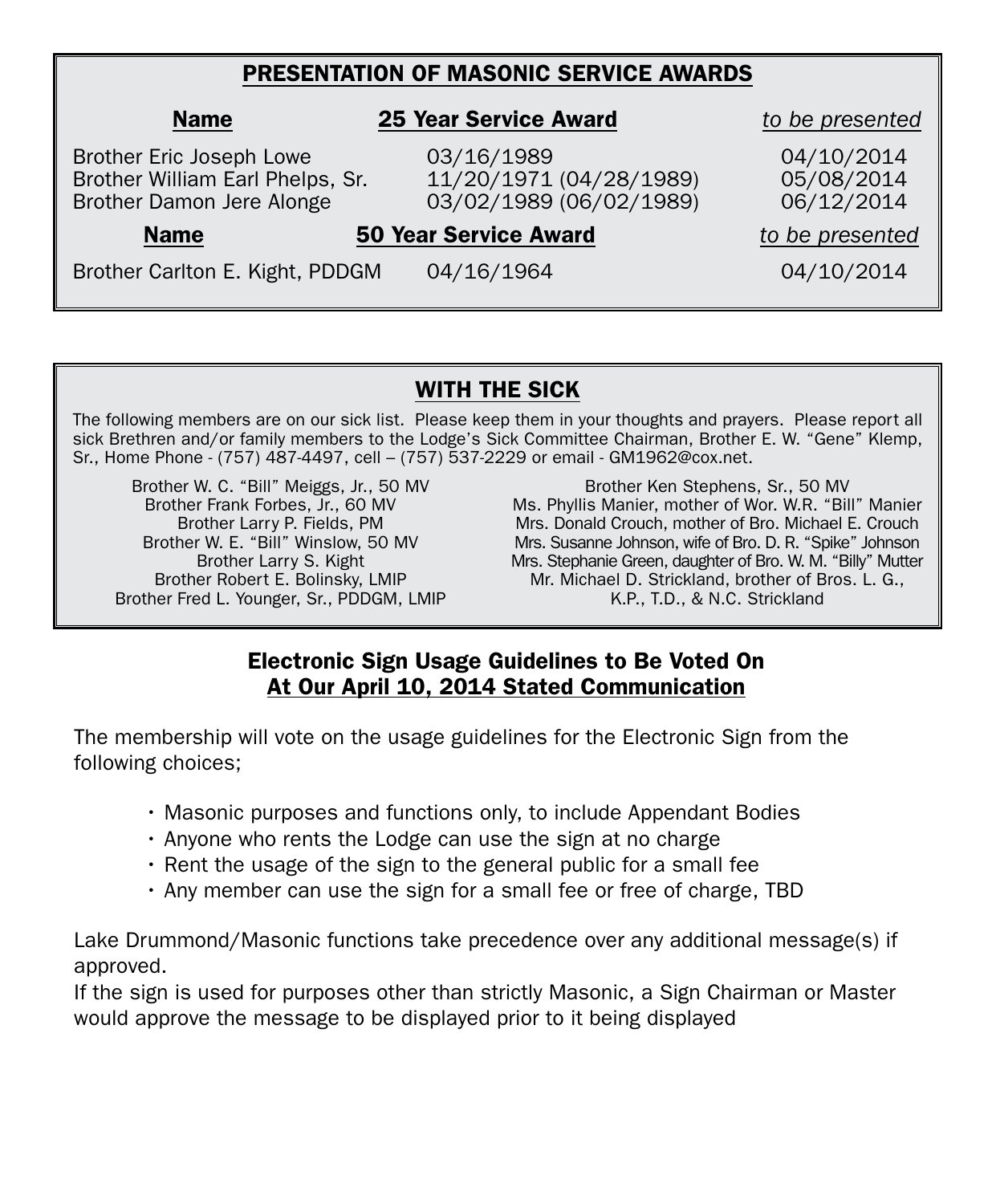## PRESENTATION OF MASONIC SERVICE AWARDS

| Name | 25 Year Service Award | *to be presented* |
|---|---|---|
| Brother Eric Joseph Lowe | 03/16/1989 | 04/10/2014 |
| Brother William Earl Phelps, Sr. | 11/20/1971 (04/28/1989) | 05/08/2014 |
| Brother Damon Jere Alonge | 03/02/1989 (06/02/1989) | 06/12/2014 |

| Name | 50 Year Service Award | *to be presented* |
|---|---|---|
| Brother Carlton E. Kight, PDDGM | 04/16/1964 | 04/10/2014 |

## WITH THE SICK

The following members are on our sick list. Please keep them in your thoughts and prayers. Please report all sick Brethren and/or family members to the Lodge's Sick Committee Chairman, Brother E. W. "Gene" Klemp, Sr., Home Phone - (757) 487-4497, cell – (757) 537-2229 or email - GM1962@cox.net.

Brother W. C. "Bill" Meiggs, Jr., 50 MV
Brother Frank Forbes, Jr., 60 MV
Brother Larry P. Fields, PM
Brother W. E. "Bill" Winslow, 50 MV
Brother Larry S. Kight
Brother Robert E. Bolinsky, LMIP
Brother Fred L. Younger, Sr., PDDGM, LMIP

Brother Ken Stephens, Sr., 50 MV
Ms. Phyllis Manier, mother of Wor. W.R. "Bill" Manier
Mrs. Donald Crouch, mother of Bro. Michael E. Crouch
Mrs. Susanne Johnson, wife of Bro. D. R. "Spike" Johnson
Mrs. Stephanie Green, daughter of Bro. W. M. "Billy" Mutter
Mr. Michael D. Strickland, brother of Bros. L. G., K.P., T.D., & N.C. Strickland

## Electronic Sign Usage Guidelines to Be Voted On At Our April 10, 2014 Stated Communication

The membership will vote on the usage guidelines for the Electronic Sign from the following choices;

- Masonic purposes and functions only, to include Appendant Bodies
- Anyone who rents the Lodge can use the sign at no charge
- Rent the usage of the sign to the general public for a small fee
- Any member can use the sign for a small fee or free of charge, TBD

Lake Drummond/Masonic functions take precedence over any additional message(s) if approved.
If the sign is used for purposes other than strictly Masonic, a Sign Chairman or Master would approve the message to be displayed prior to it being displayed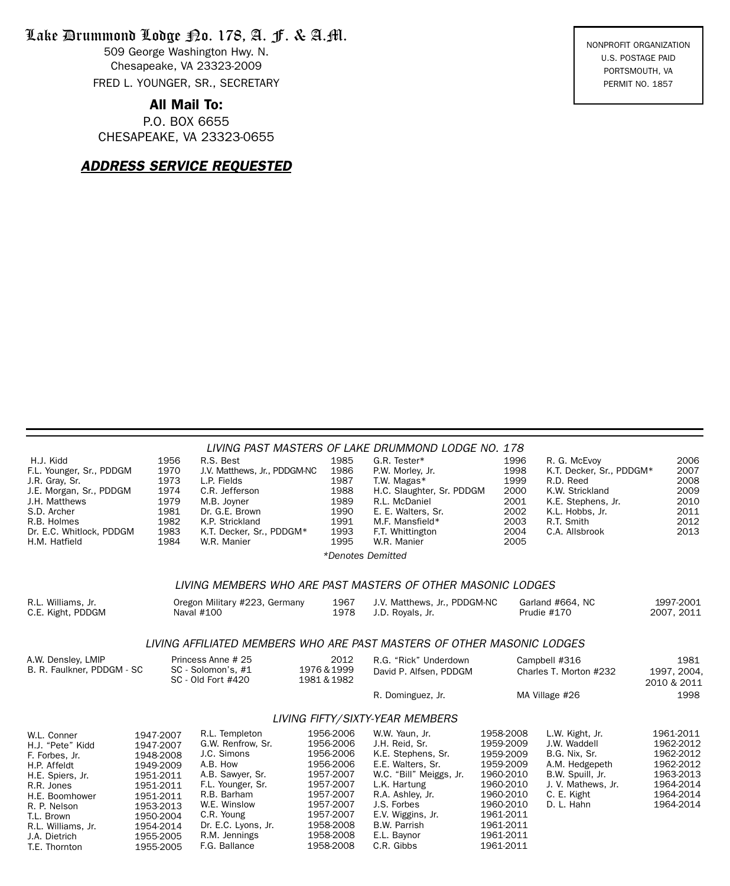# Lake Drummond Lodge No. 178, A. F. & A.M.

509 George Washington Hwy. N.
Chesapeake, VA 23323-2009
FRED L. YOUNGER, SR., SECRETARY

**All Mail To:**
P.O. BOX 6655
CHESAPEAKE, VA 23323-0655

***ADDRESS SERVICE REQUESTED***

NONPROFIT ORGANIZATION
U.S. POSTAGE PAID
PORTSMOUTH, VA
PERMIT NO. 1857

---

## *LIVING PAST MASTERS OF LAKE DRUMMOND LODGE NO. 178*

| | | | | | | | |
|---|---|---|---|---|---|---|---|
| H.J. Kidd | 1956 | R.S. Best | 1985 | G.R. Tester* | 1996 | R. G. McEvoy | 2006 |
| F.L. Younger, Sr., PDDGM | 1970 | J.V. Matthews, Jr., PDDGM-NC | 1986 | P.W. Morley, Jr. | 1998 | K.T. Decker, Sr., PDDGM* | 2007 |
| J.R. Gray, Sr. | 1973 | L.P. Fields | 1987 | T.W. Magas* | 1999 | R.D. Reed | 2008 |
| J.E. Morgan, Sr., PDDGM | 1974 | C.R. Jefferson | 1988 | H.C. Slaughter, Sr. PDDGM | 2000 | K.W. Strickland | 2009 |
| J.H. Matthews | 1979 | M.B. Joyner | 1989 | R.L. McDaniel | 2001 | K.E. Stephens, Jr. | 2010 |
| S.D. Archer | 1981 | Dr. G.E. Brown | 1990 | E. E. Walters, Sr. | 2002 | K.L. Hobbs, Jr. | 2011 |
| R.B. Holmes | 1982 | K.P. Strickland | 1991 | M.F. Mansfield* | 2003 | R.T. Smith | 2012 |
| Dr. E.C. Whitlock, PDDGM | 1983 | K.T. Decker, Sr., PDDGM* | 1993 | F.T. Whittington | 2004 | C.A. Allsbrook | 2013 |
| H.M. Hatfield | 1984 | W.R. Manier | 1995 | W.R. Manier | 2005 | | |

*\*Denotes Demitted*

## *LIVING MEMBERS WHO ARE PAST MASTERS OF OTHER MASONIC LODGES*

| | | | | | |
|---|---|---|---|---|---|
| R.L. Williams, Jr. | Oregon Military #223, Germany | 1967 | J.V. Matthews, Jr., PDDGM-NC | Garland #664, NC | 1997-2001 |
| C.E. Kight, PDDGM | Naval #100 | 1978 | J.D. Royals, Jr. | Prudie #170 | 2007, 2011 |

## *LIVING AFFILIATED MEMBERS WHO ARE PAST MASTERS OF OTHER MASONIC LODGES*

| | | | | | |
|---|---|---|---|---|---|
| A.W. Densley, LMIP | Princess Anne # 25 | 2012 | R.G. "Rick" Underdown | Campbell #316 | 1981 |
| B. R. Faulkner, PDDGM - SC | SC - Solomon's, #1 | 1976 & 1999 | David P. Alfsen, PDDGM | Charles T. Morton #232 | 1997, 2004, 2010 & 2011 |
| | SC - Old Fort #420 | 1981 & 1982 | | | |
| | | | R. Dominguez, Jr. | MA Village #26 | 1998 |

## *LIVING FIFTY/SIXTY-YEAR MEMBERS*

| | | | | | | | |
|---|---|---|---|---|---|---|---|
| W.L. Conner | 1947-2007 | R.L. Templeton | 1956-2006 | W.W. Yaun, Jr. | 1958-2008 | L.W. Kight, Jr. | 1961-2011 |
| H.J. "Pete" Kidd | 1947-2007 | G.W. Renfrow, Sr. | 1956-2006 | J.H. Reid, Sr. | 1959-2009 | J.W. Waddell | 1962-2012 |
| F. Forbes, Jr. | 1948-2008 | J.C. Simons | 1956-2006 | K.E. Stephens, Sr. | 1959-2009 | B.G. Nix, Sr. | 1962-2012 |
| H.P. Affeldt | 1949-2009 | A.B. How | 1956-2006 | E.E. Walters, Sr. | 1959-2009 | A.M. Hedgepeth | 1962-2012 |
| H.E. Spiers, Jr. | 1951-2011 | A.B. Sawyer, Sr. | 1957-2007 | W.C. "Bill" Meiggs, Jr. | 1960-2010 | B.W. Spuill, Jr. | 1963-2013 |
| R.R. Jones | 1951-2011 | F.L. Younger, Sr. | 1957-2007 | L.K. Hartung | 1960-2010 | J. V. Mathews, Jr. | 1964-2014 |
| H.E. Boomhower | 1951-2011 | R.B. Barham | 1957-2007 | R.A. Ashley, Jr. | 1960-2010 | C. E. Kight | 1964-2014 |
| R. P. Nelson | 1953-2013 | W.E. Winslow | 1957-2007 | J.S. Forbes | 1960-2010 | D. L. Hahn | 1964-2014 |
| T.L. Brown | 1950-2004 | C.R. Young | 1957-2007 | E.V. Wiggins, Jr. | 1961-2011 | | |
| R.L. Williams, Jr. | 1954-2014 | Dr. E.C. Lyons, Jr. | 1958-2008 | B.W. Parrish | 1961-2011 | | |
| J.A. Dietrich | 1955-2005 | R.M. Jennings | 1958-2008 | E.L. Baynor | 1961-2011 | | |
| T.E. Thornton | 1955-2005 | F.G. Ballance | 1958-2008 | C.R. Gibbs | 1961-2011 | | |